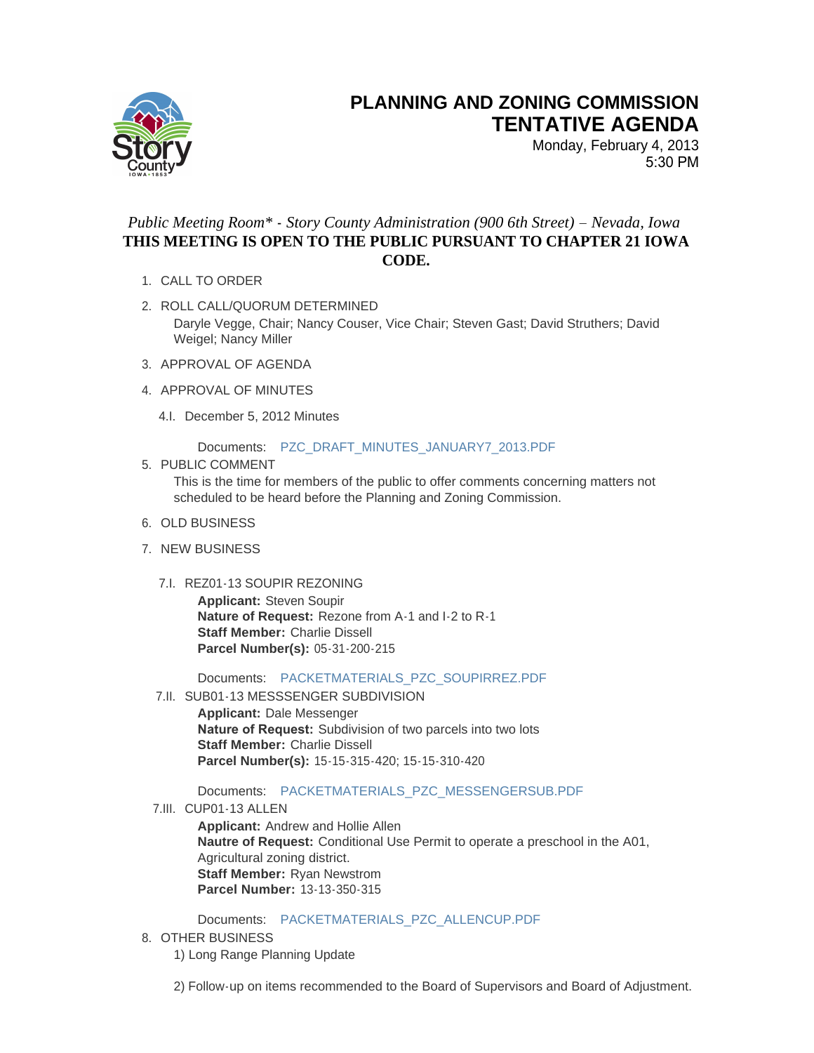# PLANNING AND ZONING COMMISSION TENTATIVE AGENDA

Monday, February 4, 2013
5:30 PM

*Public Meeting Room\* - Story County Administration (900 6th Street) – Nevada, Iowa*

**THIS MEETING IS OPEN TO THE PUBLIC PURSUANT TO CHAPTER 21 IOWA CODE.**

1. CALL TO ORDER
2. ROLL CALL/QUORUM DETERMINED
   Daryle Vegge, Chair; Nancy Couser, Vice Chair; Steven Gast; David Struthers; David Weigel; Nancy Miller
3. APPROVAL OF AGENDA
4. APPROVAL OF MINUTES
   4.I. December 5, 2012 Minutes

   Documents: PZC_DRAFT_MINUTES_JANUARY7_2013.PDF
5. PUBLIC COMMENT
   This is the time for members of the public to offer comments concerning matters not scheduled to be heard before the Planning and Zoning Commission.
6. OLD BUSINESS
7. NEW BUSINESS

   7.I. REZ01-13 SOUPIR REZONING
   **Applicant:** Steven Soupir
   **Nature of Request:** Rezone from A-1 and I-2 to R-1
   **Staff Member:** Charlie Dissell
   **Parcel Number(s):** 05-31-200-215

   Documents: PACKETMATERIALS_PZC_SOUPIRREZ.PDF

   7.II. SUB01-13 MESSSENGER SUBDIVISION
   **Applicant:** Dale Messenger
   **Nature of Request:** Subdivision of two parcels into two lots
   **Staff Member:** Charlie Dissell
   **Parcel Number(s):** 15-15-315-420; 15-15-310-420

   Documents: PACKETMATERIALS_PZC_MESSENGERSUB.PDF

   7.III. CUP01-13 ALLEN
   **Applicant:** Andrew and Hollie Allen
   **Nautre of Request:** Conditional Use Permit to operate a preschool in the A01, Agricultural zoning district.
   **Staff Member:** Ryan Newstrom
   **Parcel Number:** 13-13-350-315

   Documents: PACKETMATERIALS_PZC_ALLENCUP.PDF
8. OTHER BUSINESS
   1) Long Range Planning Update

   2) Follow-up on items recommended to the Board of Supervisors and Board of Adjustment.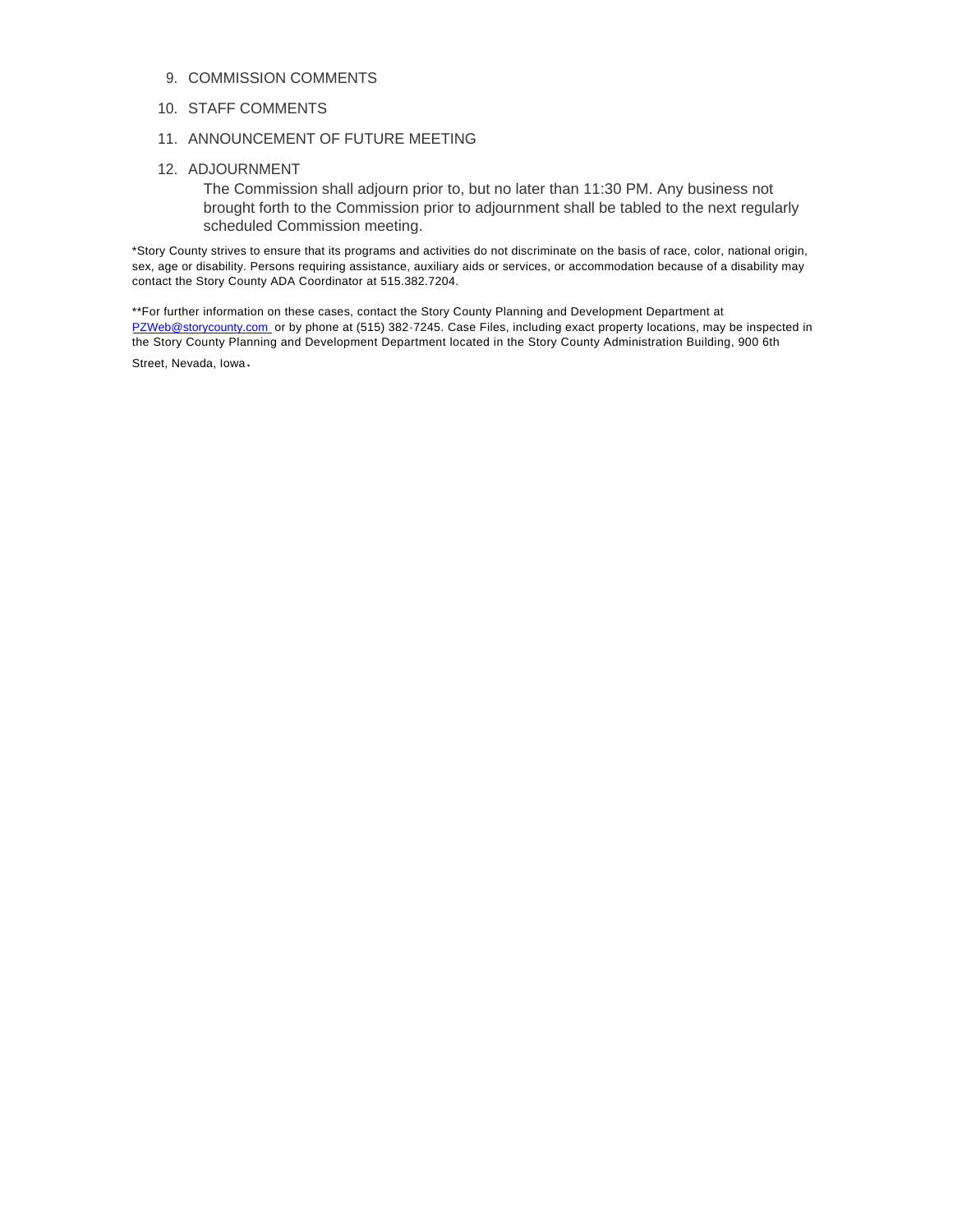9. COMMISSION COMMENTS

10. STAFF COMMENTS

11. ANNOUNCEMENT OF FUTURE MEETING

12. ADJOURNMENT

    The Commission shall adjourn prior to, but no later than 11:30 PM. Any business not brought forth to the Commission prior to adjournment shall be tabled to the next regularly scheduled Commission meeting.

*Story County strives to ensure that its programs and activities do not discriminate on the basis of race, color, national origin, sex, age or disability. Persons requiring assistance, auxiliary aids or services, or accommodation because of a disability may contact the Story County ADA Coordinator at 515.382.7204.

**For further information on these cases, contact the Story County Planning and Development Department at PZWeb@storycounty.com or by phone at (515) 382-7245. Case Files, including exact property locations, may be inspected in the Story County Planning and Development Department located in the Story County Administration Building, 900 6th Street, Nevada, Iowa.